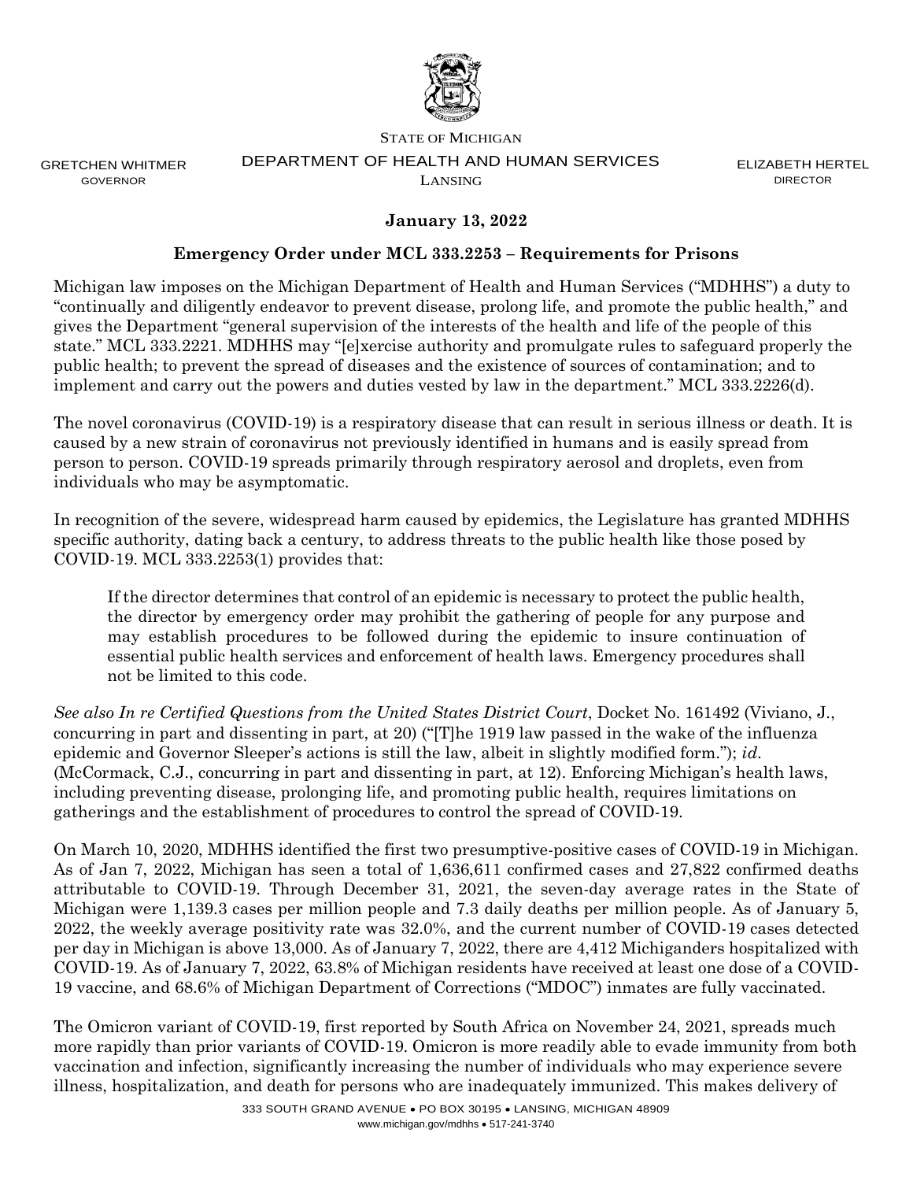STATE OF MICHIGAN

GRETCHEN WHITMER
GOVERNOR

DEPARTMENT OF HEALTH AND HUMAN SERVICES
LANSING

ELIZABETH HERTEL
DIRECTOR

**January 13, 2022**

**Emergency Order under MCL 333.2253 – Requirements for Prisons**

Michigan law imposes on the Michigan Department of Health and Human Services ("MDHHS") a duty to "continually and diligently endeavor to prevent disease, prolong life, and promote the public health," and gives the Department "general supervision of the interests of the health and life of the people of this state." MCL 333.2221. MDHHS may "[e]xercise authority and promulgate rules to safeguard properly the public health; to prevent the spread of diseases and the existence of sources of contamination; and to implement and carry out the powers and duties vested by law in the department." MCL 333.2226(d).

The novel coronavirus (COVID-19) is a respiratory disease that can result in serious illness or death. It is caused by a new strain of coronavirus not previously identified in humans and is easily spread from person to person. COVID-19 spreads primarily through respiratory aerosol and droplets, even from individuals who may be asymptomatic.

In recognition of the severe, widespread harm caused by epidemics, the Legislature has granted MDHHS specific authority, dating back a century, to address threats to the public health like those posed by COVID-19. MCL 333.2253(1) provides that:

> If the director determines that control of an epidemic is necessary to protect the public health, the director by emergency order may prohibit the gathering of people for any purpose and may establish procedures to be followed during the epidemic to insure continuation of essential public health services and enforcement of health laws. Emergency procedures shall not be limited to this code.

*See also In re Certified Questions from the United States District Court*, Docket No. 161492 (Viviano, J., concurring in part and dissenting in part, at 20) ("[T]he 1919 law passed in the wake of the influenza epidemic and Governor Sleeper's actions is still the law, albeit in slightly modified form."); *id.* (McCormack, C.J., concurring in part and dissenting in part, at 12). Enforcing Michigan's health laws, including preventing disease, prolonging life, and promoting public health, requires limitations on gatherings and the establishment of procedures to control the spread of COVID-19.

On March 10, 2020, MDHHS identified the first two presumptive-positive cases of COVID-19 in Michigan. As of Jan 7, 2022, Michigan has seen a total of 1,636,611 confirmed cases and 27,822 confirmed deaths attributable to COVID-19. Through December 31, 2021, the seven-day average rates in the State of Michigan were 1,139.3 cases per million people and 7.3 daily deaths per million people. As of January 5, 2022, the weekly average positivity rate was 32.0%, and the current number of COVID-19 cases detected per day in Michigan is above 13,000. As of January 7, 2022, there are 4,412 Michiganders hospitalized with COVID-19. As of January 7, 2022, 63.8% of Michigan residents have received at least one dose of a COVID-19 vaccine, and 68.6% of Michigan Department of Corrections ("MDOC") inmates are fully vaccinated.

The Omicron variant of COVID-19, first reported by South Africa on November 24, 2021, spreads much more rapidly than prior variants of COVID-19. Omicron is more readily able to evade immunity from both vaccination and infection, significantly increasing the number of individuals who may experience severe illness, hospitalization, and death for persons who are inadequately immunized. This makes delivery of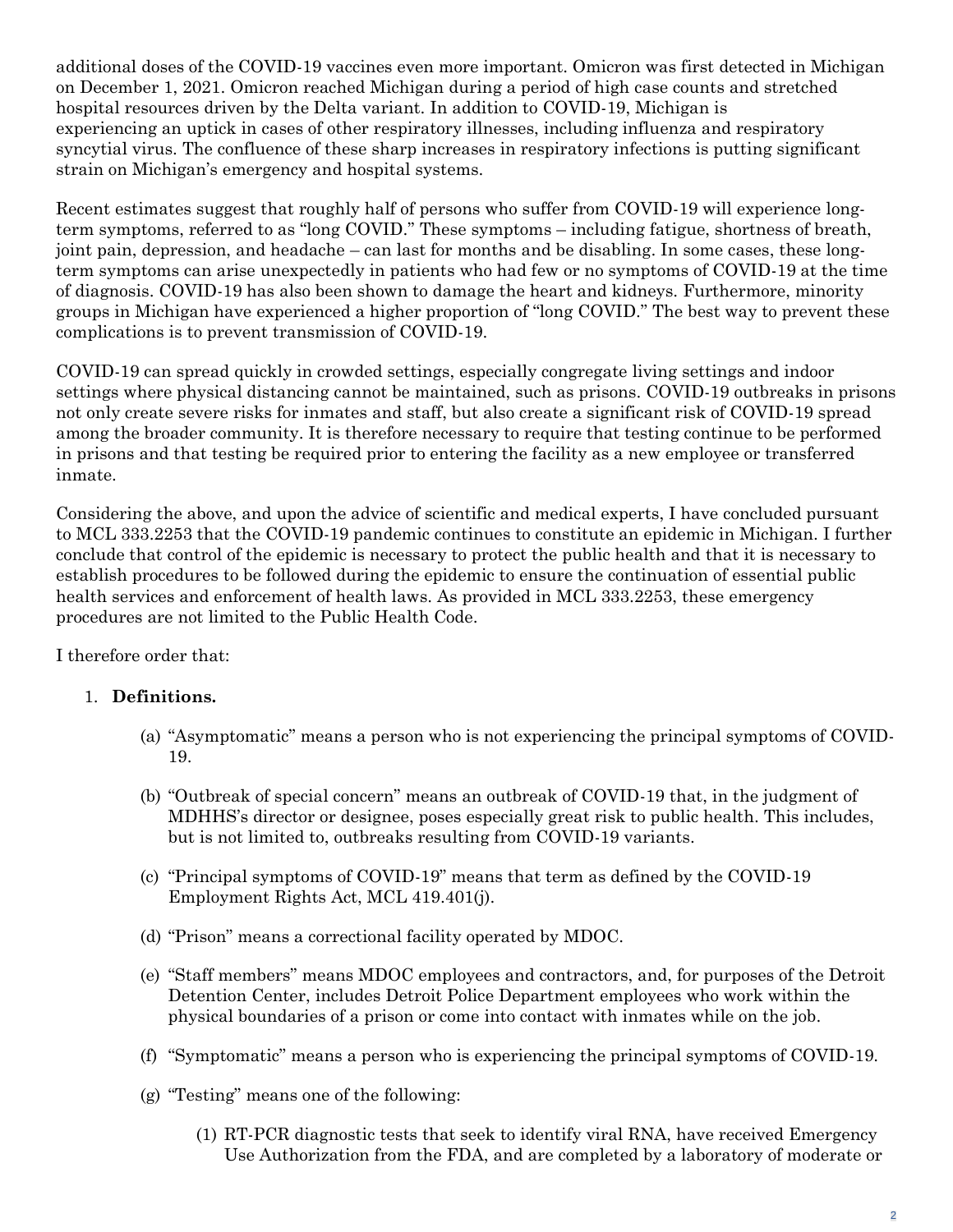additional doses of the COVID-19 vaccines even more important. Omicron was first detected in Michigan on December 1, 2021. Omicron reached Michigan during a period of high case counts and stretched hospital resources driven by the Delta variant. In addition to COVID-19, Michigan is experiencing an uptick in cases of other respiratory illnesses, including influenza and respiratory syncytial virus. The confluence of these sharp increases in respiratory infections is putting significant strain on Michigan's emergency and hospital systems.

Recent estimates suggest that roughly half of persons who suffer from COVID-19 will experience long-term symptoms, referred to as "long COVID." These symptoms – including fatigue, shortness of breath, joint pain, depression, and headache – can last for months and be disabling. In some cases, these long-term symptoms can arise unexpectedly in patients who had few or no symptoms of COVID-19 at the time of diagnosis. COVID-19 has also been shown to damage the heart and kidneys. Furthermore, minority groups in Michigan have experienced a higher proportion of "long COVID." The best way to prevent these complications is to prevent transmission of COVID-19.

COVID-19 can spread quickly in crowded settings, especially congregate living settings and indoor settings where physical distancing cannot be maintained, such as prisons. COVID-19 outbreaks in prisons not only create severe risks for inmates and staff, but also create a significant risk of COVID-19 spread among the broader community. It is therefore necessary to require that testing continue to be performed in prisons and that testing be required prior to entering the facility as a new employee or transferred inmate.

Considering the above, and upon the advice of scientific and medical experts, I have concluded pursuant to MCL 333.2253 that the COVID-19 pandemic continues to constitute an epidemic in Michigan. I further conclude that control of the epidemic is necessary to protect the public health and that it is necessary to establish procedures to be followed during the epidemic to ensure the continuation of essential public health services and enforcement of health laws. As provided in MCL 333.2253, these emergency procedures are not limited to the Public Health Code.

I therefore order that:

1. **Definitions.**

    (a) "Asymptomatic" means a person who is not experiencing the principal symptoms of COVID-19.

    (b) "Outbreak of special concern" means an outbreak of COVID-19 that, in the judgment of MDHHS's director or designee, poses especially great risk to public health. This includes, but is not limited to, outbreaks resulting from COVID-19 variants.

    (c) "Principal symptoms of COVID-19" means that term as defined by the COVID-19 Employment Rights Act, MCL 419.401(j).

    (d) "Prison" means a correctional facility operated by MDOC.

    (e) "Staff members" means MDOC employees and contractors, and, for purposes of the Detroit Detention Center, includes Detroit Police Department employees who work within the physical boundaries of a prison or come into contact with inmates while on the job.

    (f) "Symptomatic" means a person who is experiencing the principal symptoms of COVID-19.

    (g) "Testing" means one of the following:

        (1) RT-PCR diagnostic tests that seek to identify viral RNA, have received Emergency Use Authorization from the FDA, and are completed by a laboratory of moderate or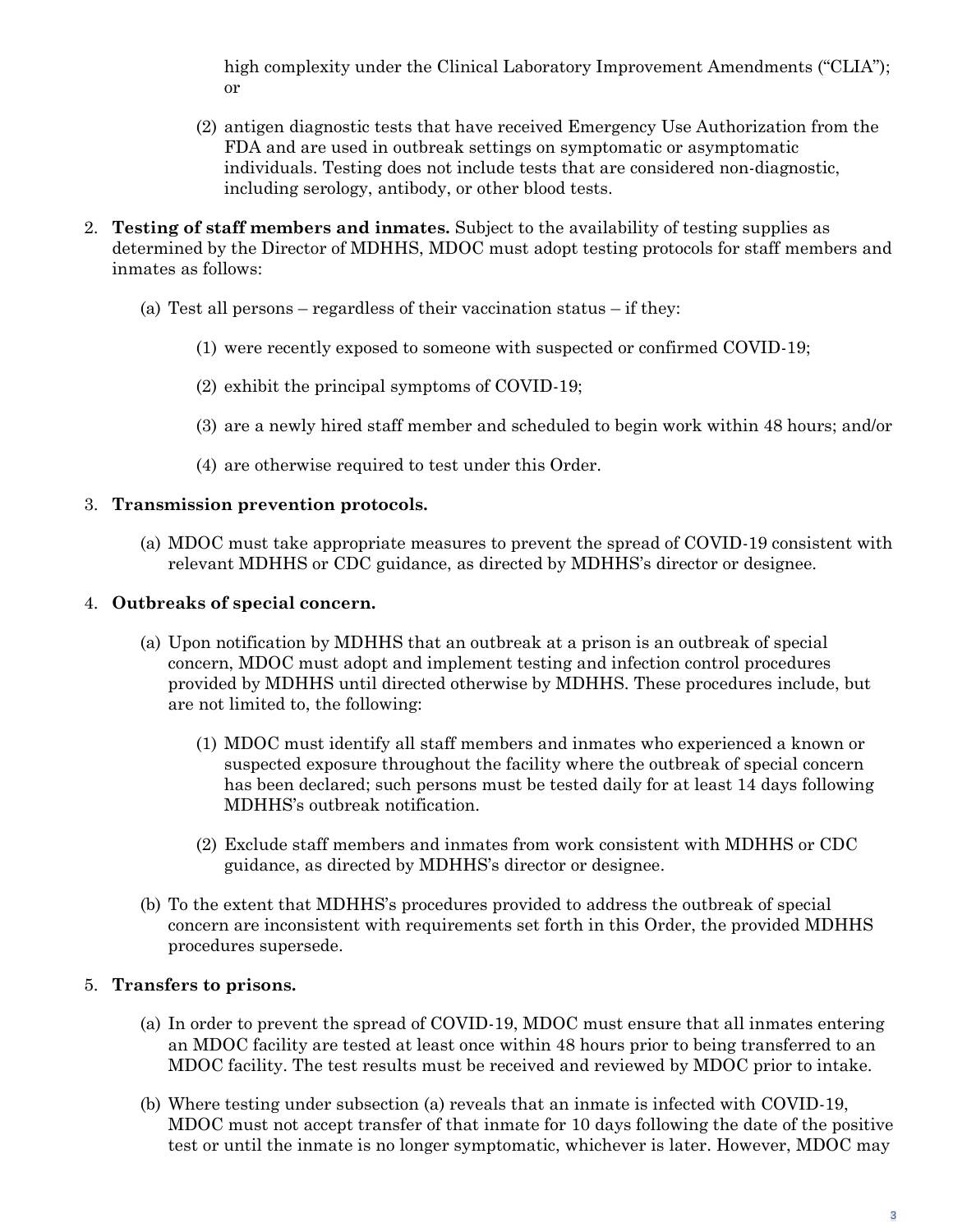high complexity under the Clinical Laboratory Improvement Amendments ("CLIA"); or

(2) antigen diagnostic tests that have received Emergency Use Authorization from the FDA and are used in outbreak settings on symptomatic or asymptomatic individuals. Testing does not include tests that are considered non-diagnostic, including serology, antibody, or other blood tests.

2. **Testing of staff members and inmates.** Subject to the availability of testing supplies as determined by the Director of MDHHS, MDOC must adopt testing protocols for staff members and inmates as follows:

   (a) Test all persons – regardless of their vaccination status – if they:

      (1) were recently exposed to someone with suspected or confirmed COVID-19;

      (2) exhibit the principal symptoms of COVID-19;

      (3) are a newly hired staff member and scheduled to begin work within 48 hours; and/or

      (4) are otherwise required to test under this Order.

3. **Transmission prevention protocols.**

   (a) MDOC must take appropriate measures to prevent the spread of COVID-19 consistent with relevant MDHHS or CDC guidance, as directed by MDHHS's director or designee.

4. **Outbreaks of special concern.**

   (a) Upon notification by MDHHS that an outbreak at a prison is an outbreak of special concern, MDOC must adopt and implement testing and infection control procedures provided by MDHHS until directed otherwise by MDHHS. These procedures include, but are not limited to, the following:

      (1) MDOC must identify all staff members and inmates who experienced a known or suspected exposure throughout the facility where the outbreak of special concern has been declared; such persons must be tested daily for at least 14 days following MDHHS's outbreak notification.

      (2) Exclude staff members and inmates from work consistent with MDHHS or CDC guidance, as directed by MDHHS's director or designee.

   (b) To the extent that MDHHS's procedures provided to address the outbreak of special concern are inconsistent with requirements set forth in this Order, the provided MDHHS procedures supersede.

5. **Transfers to prisons.**

   (a) In order to prevent the spread of COVID-19, MDOC must ensure that all inmates entering an MDOC facility are tested at least once within 48 hours prior to being transferred to an MDOC facility. The test results must be received and reviewed by MDOC prior to intake.

   (b) Where testing under subsection (a) reveals that an inmate is infected with COVID-19, MDOC must not accept transfer of that inmate for 10 days following the date of the positive test or until the inmate is no longer symptomatic, whichever is later. However, MDOC may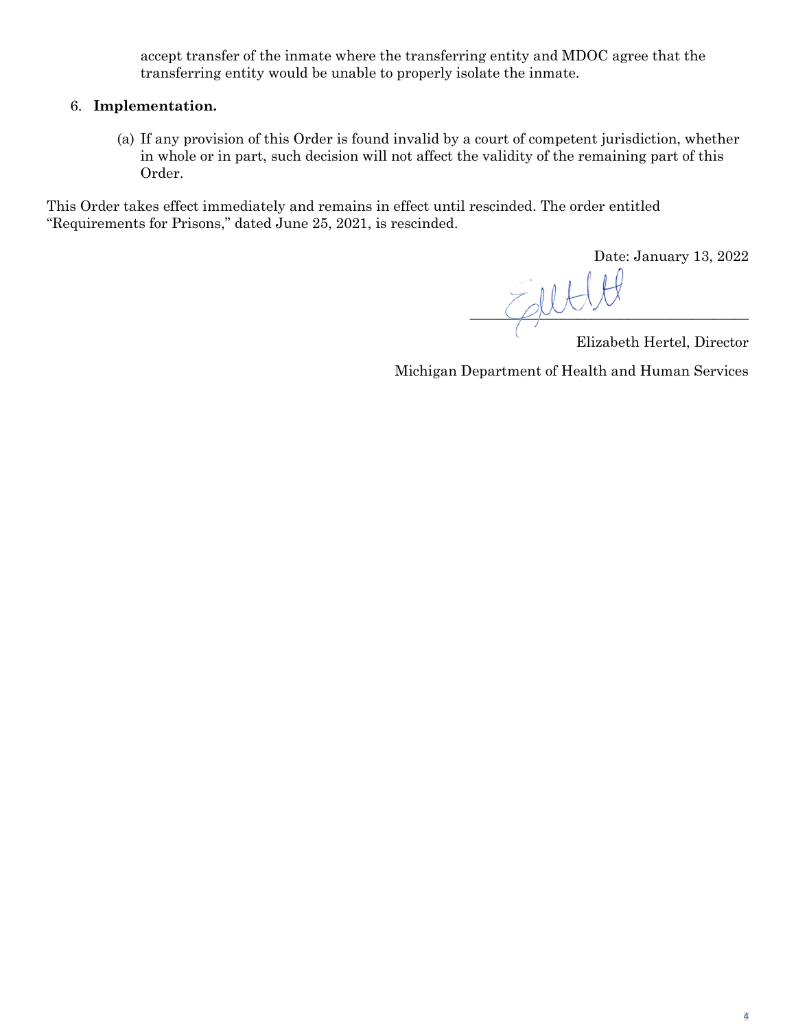accept transfer of the inmate where the transferring entity and MDOC agree that the transferring entity would be unable to properly isolate the inmate.

6. **Implementation.**

   (a) If any provision of this Order is found invalid by a court of competent jurisdiction, whether in whole or in part, such decision will not affect the validity of the remaining part of this Order.

This Order takes effect immediately and remains in effect until rescinded. The order entitled "Requirements for Prisons," dated June 25, 2021, is rescinded.

Date: January 13, 2022

Elizabeth Hertel, Director

Michigan Department of Health and Human Services